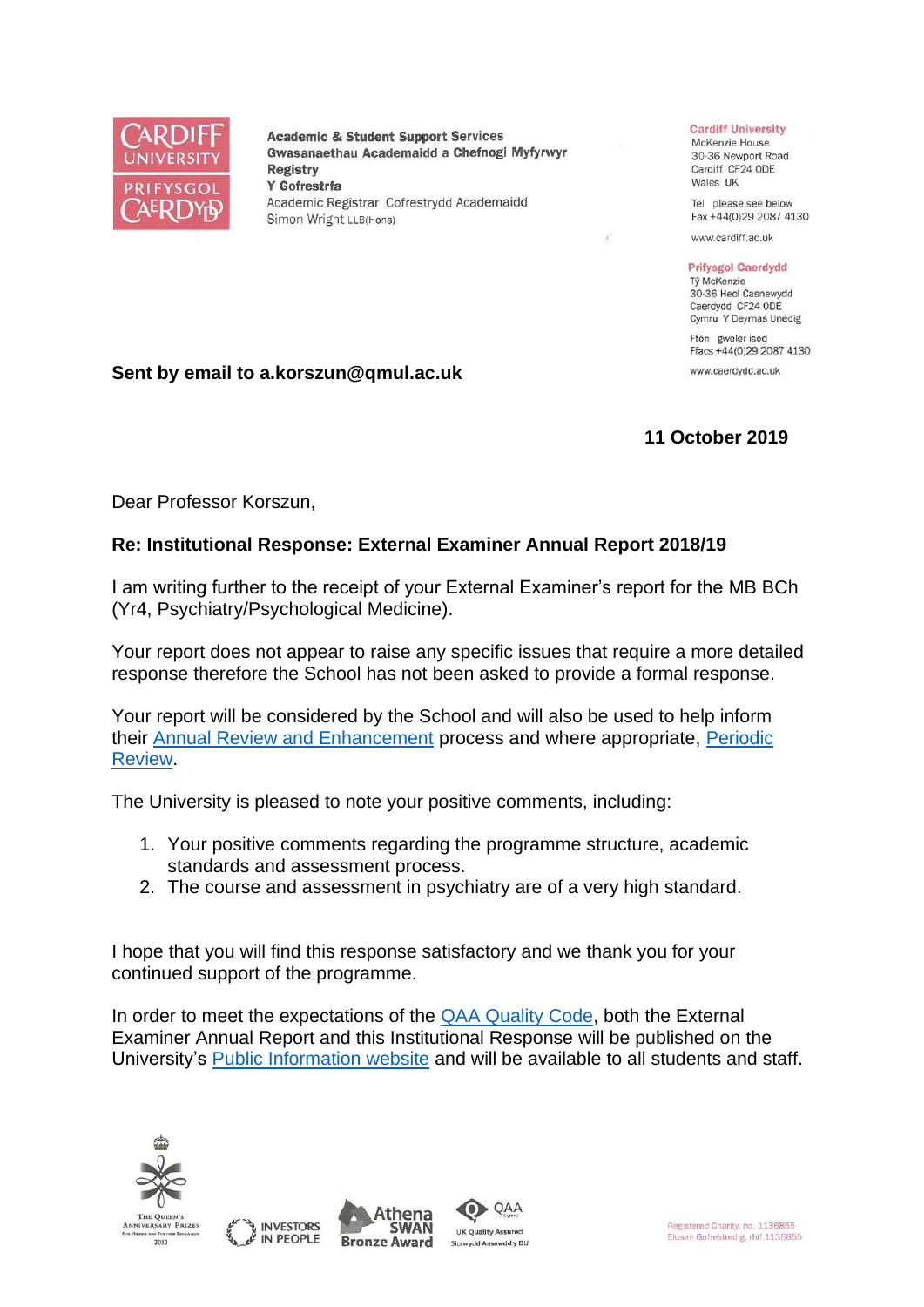CARDIFF UNIVERSITY
PRIFYSGOL CAERDYDD

**Academic & Student Support Services**
**Gwasanaethau Academaidd a Chefnogi Myfyrwyr**
**Registry**
**Y Gofrestrfa**
Academic Registrar Cofrestrydd Academaidd
Simon Wright LLB(Hons)

**Cardiff University**
McKenzie House
30-36 Newport Road
Cardiff CF24 0DE
Wales UK

Tel please see below
Fax +44(0)29 2087 4130

www.cardiff.ac.uk

**Prifysgol Caerdydd**
Tŷ McKenzie
30-36 Heol Casnewydd
Caerdydd CF24 0DE
Cymru Y Deyrnas Unedig

Ffôn gweler isod
Ffacs +44(0)29 2087 4130

www.caerdydd.ac.uk

**Sent by email to a.korszun@qmul.ac.uk**

**11 October 2019**

Dear Professor Korszun,

**Re: Institutional Response: External Examiner Annual Report 2018/19**

I am writing further to the receipt of your External Examiner's report for the MB BCh (Yr4, Psychiatry/Psychological Medicine).

Your report does not appear to raise any specific issues that require a more detailed response therefore the School has not been asked to provide a formal response.

Your report will be considered by the School and will also be used to help inform their Annual Review and Enhancement process and where appropriate, Periodic Review.

The University is pleased to note your positive comments, including:

1. Your positive comments regarding the programme structure, academic standards and assessment process.
2. The course and assessment in psychiatry are of a very high standard.

I hope that you will find this response satisfactory and we thank you for your continued support of the programme.

In order to meet the expectations of the QAA Quality Code, both the External Examiner Annual Report and this Institutional Response will be published on the University's Public Information website and will be available to all students and staff.

The Queen's Anniversary Prizes For Higher and Further Education 2013 | Investors in People | Athena SWAN Bronze Award | QAA UK Quality Assured Sicrwydd Ansawdd y DU

Registered Charity, no. 1136855
Elusen Gofrestredig, rhif 1136855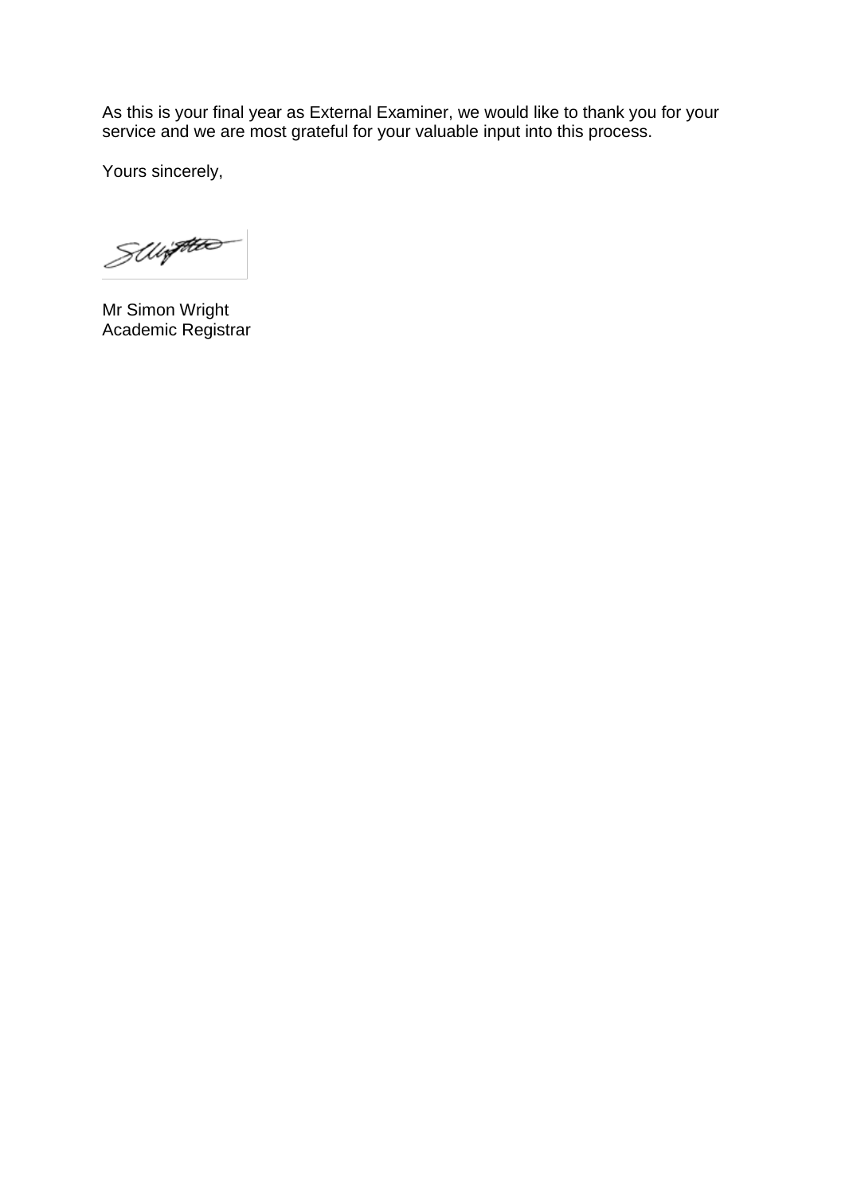As this is your final year as External Examiner, we would like to thank you for your service and we are most grateful for your valuable input into this process.

Yours sincerely,

Mr Simon Wright
Academic Registrar